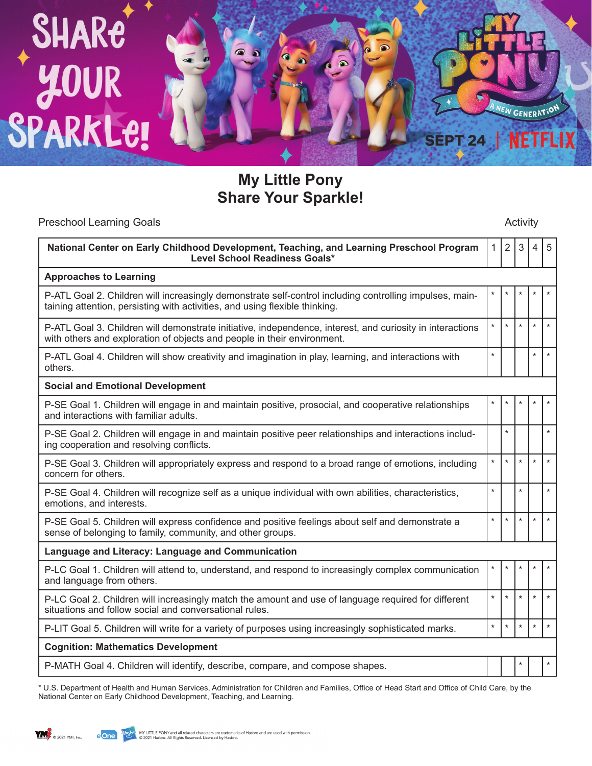# My Little Pony
# Share Your Sparkle!

Preschool Learning Goals — Activity

| National Center on Early Childhood Development, Teaching, and Learning Preschool Program Level School Readiness Goals* | 1 | 2 | 3 | 4 | 5 |
|---|---|---|---|---|---|
| **Approaches to Learning** | | | | | |
| P-ATL Goal 2. Children will increasingly demonstrate self-control including controlling impulses, maintaining attention, persisting with activities, and using flexible thinking. | * | * | * | * | * |
| P-ATL Goal 3. Children will demonstrate initiative, independence, interest, and curiosity in interactions with others and exploration of objects and people in their environment. | * | * | * | * | * |
| P-ATL Goal 4. Children will show creativity and imagination in play, learning, and interactions with others. | * | | | * | * |
| **Social and Emotional Development** | | | | | |
| P-SE Goal 1. Children will engage in and maintain positive, prosocial, and cooperative relationships and interactions with familiar adults. | * | * | * | * | * |
| P-SE Goal 2. Children will engage in and maintain positive peer relationships and interactions including cooperation and resolving conflicts. | | * | | | * |
| P-SE Goal 3. Children will appropriately express and respond to a broad range of emotions, including concern for others. | * | * | * | * | * |
| P-SE Goal 4. Children will recognize self as a unique individual with own abilities, characteristics, emotions, and interests. | * | | * | | * |
| P-SE Goal 5. Children will express confidence and positive feelings about self and demonstrate a sense of belonging to family, community, and other groups. | * | * | * | * | * |
| **Language and Literacy: Language and Communication** | | | | | |
| P-LC Goal 1. Children will attend to, understand, and respond to increasingly complex communication and language from others. | * | * | * | * | * |
| P-LC Goal 2. Children will increasingly match the amount and use of language required for different situations and follow social and conversational rules. | * | * | * | * | * |
| P-LIT Goal 5. Children will write for a variety of purposes using increasingly sophisticated marks. | * | * | * | * | * |
| **Cognition: Mathematics Development** | | | | | |
| P-MATH Goal 4. Children will identify, describe, compare, and compose shapes. | | | * | | * |

\* U.S. Department of Health and Human Services, Administration for Children and Families, Office of Head Start and Office of Child Care, by the National Center on Early Childhood Development, Teaching, and Learning.

© 2021 YMI, Inc. MY LITTLE PONY and all related characters are trademarks of Hasbro and are used with permission. © 2021 Hasbro. All Rights Reserved. Licensed by Hasbro.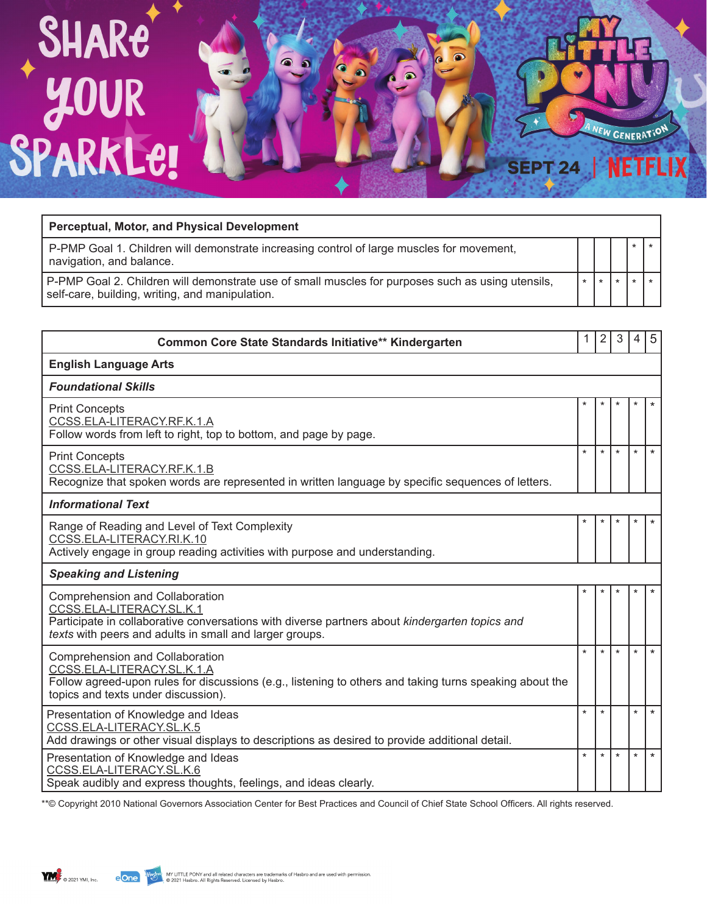| Perceptual, Motor, and Physical Development | | | | | |
|---|---|---|---|---|---|
| P-PMP Goal 1. Children will demonstrate increasing control of large muscles for movement, navigation, and balance. | | | | * | * |
| P-PMP Goal 2. Children will demonstrate use of small muscles for purposes such as using utensils, self-care, building, writing, and manipulation. | * | * | * | * | * |

| Common Core State Standards Initiative** Kindergarten | 1 | 2 | 3 | 4 | 5 |
|---|---|---|---|---|---|
| **English Language Arts** | | | | | |
| ***Foundational Skills*** | | | | | |
| Print Concepts<br>CCSS.ELA-LITERACY.RF.K.1.A<br>Follow words from left to right, top to bottom, and page by page. | * | * | * | * | * |
| Print Concepts<br>CCSS.ELA-LITERACY.RF.K.1.B<br>Recognize that spoken words are represented in written language by specific sequences of letters. | * | * | * | * | * |
| ***Informational Text*** | | | | | |
| Range of Reading and Level of Text Complexity<br>CCSS.ELA-LITERACY.RI.K.10<br>Actively engage in group reading activities with purpose and understanding. | * | * | * | * | * |
| ***Speaking and Listening*** | | | | | |
| Comprehension and Collaboration<br>CCSS.ELA-LITERACY.SL.K.1<br>Participate in collaborative conversations with diverse partners about *kindergarten topics and texts* with peers and adults in small and larger groups. | * | * | * | * | * |
| Comprehension and Collaboration<br>CCSS.ELA-LITERACY.SL.K.1.A<br>Follow agreed-upon rules for discussions (e.g., listening to others and taking turns speaking about the topics and texts under discussion). | * | * | * | * | * |
| Presentation of Knowledge and Ideas<br>CCSS.ELA-LITERACY.SL.K.5<br>Add drawings or other visual displays to descriptions as desired to provide additional detail. | * | * | | * | * |
| Presentation of Knowledge and Ideas<br>CCSS.ELA-LITERACY.SL.K.6<br>Speak audibly and express thoughts, feelings, and ideas clearly. | * | * | * | * | * |

**© Copyright 2010 National Governors Association Center for Best Practices and Council of Chief State School Officers. All rights reserved.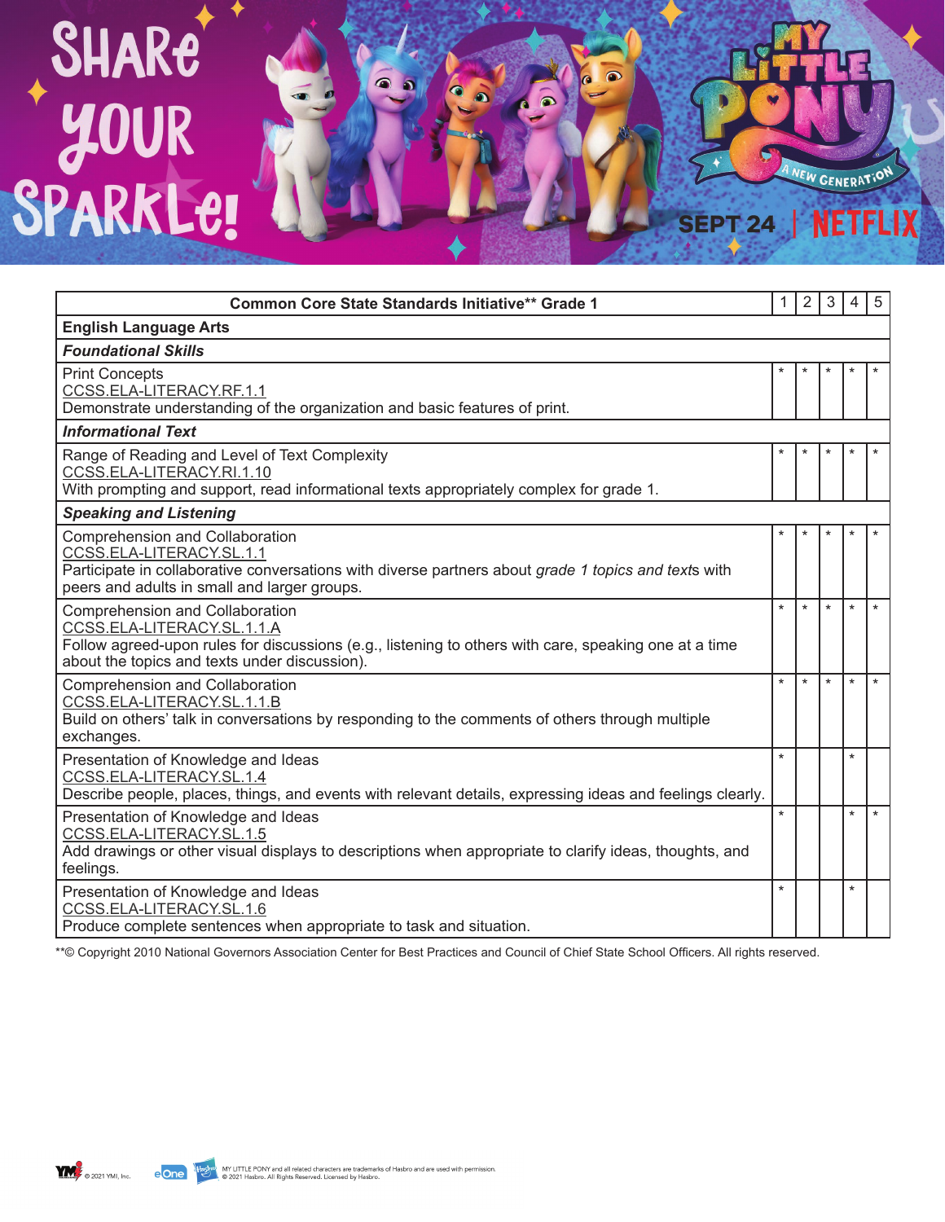# SHARE YOUR SPARKLE!

MY LITTLE PONY A NEW GENERATION

SEPT 24 | NETFLIX

| Common Core State Standards Initiative** Grade 1 | 1 | 2 | 3 | 4 | 5 |
|---|---|---|---|---|---|
| **English Language Arts** | | | | | |
| ***Foundational Skills*** | | | | | |
| Print Concepts<br>CCSS.ELA-LITERACY.RF.1.1<br>Demonstrate understanding of the organization and basic features of print. | * | * | * | * | * |
| ***Informational Text*** | | | | | |
| Range of Reading and Level of Text Complexity<br>CCSS.ELA-LITERACY.RI.1.10<br>With prompting and support, read informational texts appropriately complex for grade 1. | * | * | * | * | * |
| ***Speaking and Listening*** | | | | | |
| Comprehension and Collaboration<br>CCSS.ELA-LITERACY.SL.1.1<br>Participate in collaborative conversations with diverse partners about *grade 1 topics and text*s with peers and adults in small and larger groups. | * | * | * | * | * |
| Comprehension and Collaboration<br>CCSS.ELA-LITERACY.SL.1.1.A<br>Follow agreed-upon rules for discussions (e.g., listening to others with care, speaking one at a time about the topics and texts under discussion). | * | * | * | * | * |
| Comprehension and Collaboration<br>CCSS.ELA-LITERACY.SL.1.1.B<br>Build on others' talk in conversations by responding to the comments of others through multiple exchanges. | * | * | * | * | * |
| Presentation of Knowledge and Ideas<br>CCSS.ELA-LITERACY.SL.1.4<br>Describe people, places, things, and events with relevant details, expressing ideas and feelings clearly. | * | | | * | |
| Presentation of Knowledge and Ideas<br>CCSS.ELA-LITERACY.SL.1.5<br>Add drawings or other visual displays to descriptions when appropriate to clarify ideas, thoughts, and feelings. | * | | | * | * |
| Presentation of Knowledge and Ideas<br>CCSS.ELA-LITERACY.SL.1.6<br>Produce complete sentences when appropriate to task and situation. | * | | | * | |

**© Copyright 2010 National Governors Association Center for Best Practices and Council of Chief State School Officers. All rights reserved.